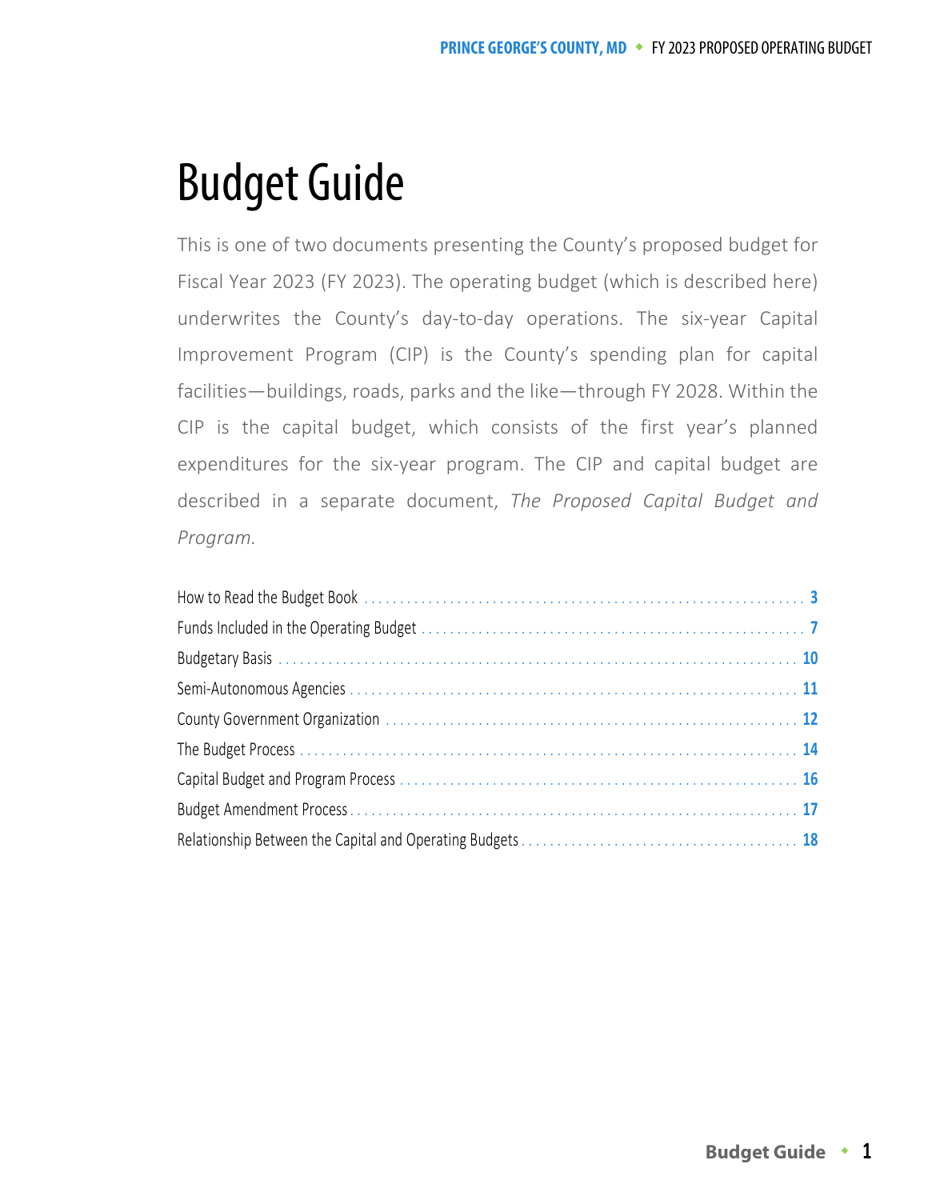# Budget Guide

This is one of two documents presenting the County's proposed budget for Fiscal Year 2023 (FY 2023). The operating budget (which is described here) underwrites the County's day-to-day operations. The six-year Capital Improvement Program (CIP) is the County's spending plan for capital facilities—buildings, roads, parks and the like—through FY 2028. Within the CIP is the capital budget, which consists of the first year's planned expenditures for the six-year program. The CIP and capital budget are described in a separate document, *The Proposed Capital Budget and Program.*

- How to Read the Budget Book .......... 3
- Funds Included in the Operating Budget .......... 7
- Budgetary Basis .......... 10
- Semi-Autonomous Agencies .......... 11
- County Government Organization .......... 12
- The Budget Process .......... 14
- Capital Budget and Program Process .......... 16
- Budget Amendment Process .......... 17
- Relationship Between the Capital and Operating Budgets .......... 18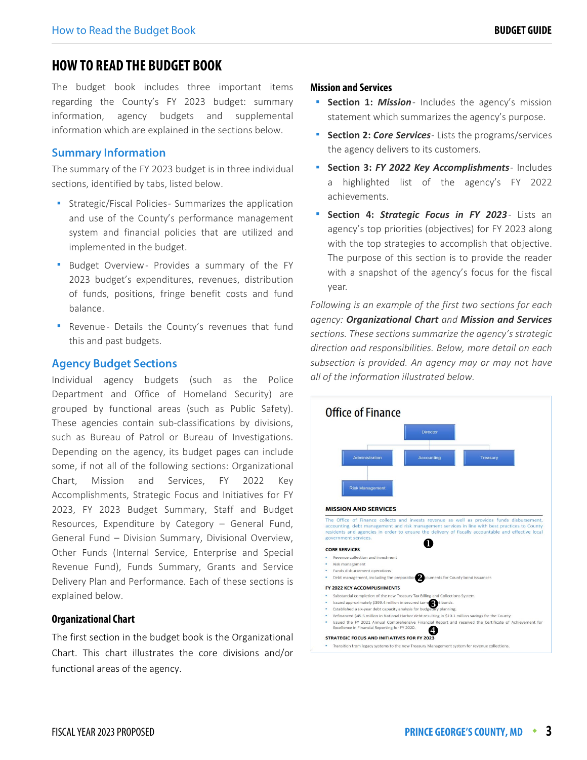# HOW TO READ THE BUDGET BOOK

The budget book includes three important items regarding the County's FY 2023 budget: summary information, agency budgets and supplemental information which are explained in the sections below.

## Summary Information

The summary of the FY 2023 budget is in three individual sections, identified by tabs, listed below.

- Strategic/Fiscal Policies - Summarizes the application and use of the County's performance management system and financial policies that are utilized and implemented in the budget.
- Budget Overview - Provides a summary of the FY 2023 budget's expenditures, revenues, distribution of funds, positions, fringe benefit costs and fund balance.
- Revenue - Details the County's revenues that fund this and past budgets.

## Agency Budget Sections

Individual agency budgets (such as the Police Department and Office of Homeland Security) are grouped by functional areas (such as Public Safety). These agencies contain sub-classifications by divisions, such as Bureau of Patrol or Bureau of Investigations. Depending on the agency, its budget pages can include some, if not all of the following sections: Organizational Chart, Mission and Services, FY 2022 Key Accomplishments, Strategic Focus and Initiatives for FY 2023, FY 2023 Budget Summary, Staff and Budget Resources, Expenditure by Category – General Fund, General Fund – Division Summary, Divisional Overview, Other Funds (Internal Service, Enterprise and Special Revenue Fund), Funds Summary, Grants and Service Delivery Plan and Performance. Each of these sections is explained below.

### Organizational Chart

The first section in the budget book is the Organizational Chart. This chart illustrates the core divisions and/or functional areas of the agency.

### Mission and Services

- **Section 1:** ***Mission*** - Includes the agency's mission statement which summarizes the agency's purpose.
- **Section 2:** ***Core Services*** - Lists the programs/services the agency delivers to its customers.
- **Section 3:** ***FY 2022 Key Accomplishments*** - Includes a highlighted list of the agency's FY 2022 achievements.
- **Section 4:** ***Strategic Focus in FY 2023*** - Lists an agency's top priorities (objectives) for FY 2023 along with the top strategies to accomplish that objective. The purpose of this section is to provide the reader with a snapshot of the agency's focus for the fiscal year.

*Following is an example of the first two sections for each agency:* ***Organizational Chart*** *and* ***Mission and Services*** *sections. These sections summarize the agency's strategic direction and responsibilities. Below, more detail on each subsection is provided. An agency may or may not have all of the information illustrated below.*

**Office of Finance**

Director
- Administration
- Accounting
- Treasury
- Risk Management

**MISSION AND SERVICES**

The Office of Finance collects and invests revenue as well as provides funds disbursement, accounting, debt management and risk management services in line with best practices to County residents and agencies in order to ensure the delivery of fiscally accountable and effective local government services. ❶

**CORE SERVICES**

- Revenue collection and investment
- Risk management
- Funds disbursement operations
- Debt management, including the preparation ❷ documents for County bond issuances

**FY 2022 KEY ACCOMPLISHMENTS**

- Substantial completion of the new Treasury Tax Billing and Collections System.
- Issued approximately $399.4 million in secured tax ❸ t bonds.
- Established a six-year debt capacity analysis for budgetary planning.
- Refinanced $45.5 million in National Harbor debt resulting in $10.1 million savings for the County.
- Issued the FY 2021 Annual Comprehensive Financial Report and received the Certificate of Achievement for Excellence in Financial Reporting for FY 2020. ❹

**STRATEGIC FOCUS AND INITIATIVES FOR FY 2023**

- Transition from legacy systems to the new Treasury Management system for revenue collections.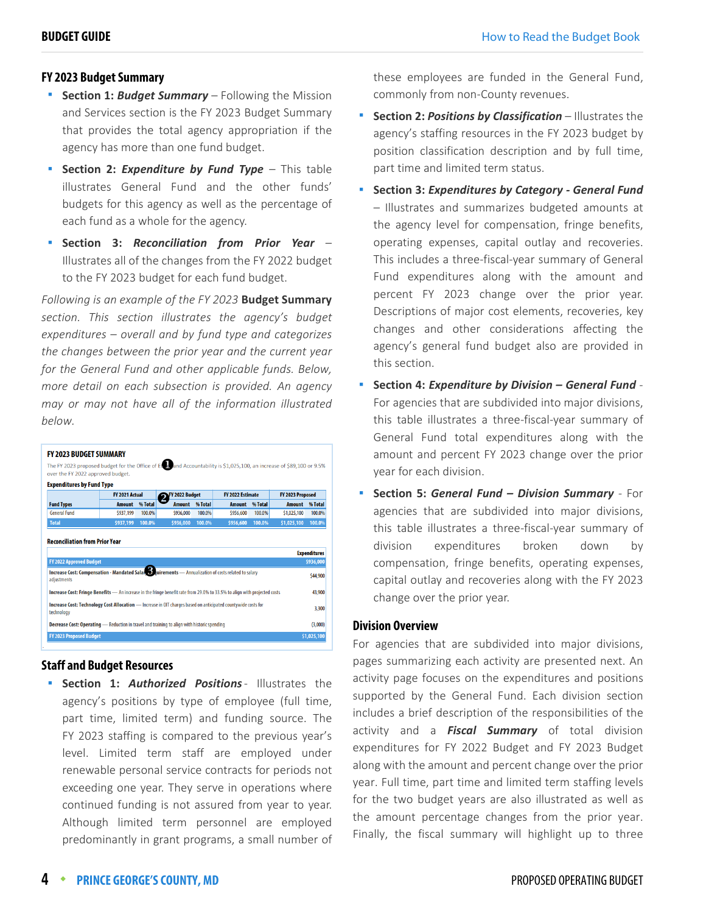## FY 2023 Budget Summary

- **Section 1:** ***Budget Summary*** – Following the Mission and Services section is the FY 2023 Budget Summary that provides the total agency appropriation if the agency has more than one fund budget.
- **Section 2:** ***Expenditure by Fund Type*** – This table illustrates General Fund and the other funds' budgets for this agency as well as the percentage of each fund as a whole for the agency.
- **Section 3:** ***Reconciliation from Prior Year*** – Illustrates all of the changes from the FY 2022 budget to the FY 2023 budget for each fund budget.

*Following is an example of the FY 2023* **Budget Summary** *section. This section illustrates the agency's budget expenditures – overall and by fund type and categorizes the changes between the prior year and the current year for the General Fund and other applicable funds. Below, more detail on each subsection is provided. An agency may or may not have all of the information illustrated below.*

**FY 2023 BUDGET SUMMARY**

The FY 2023 proposed budget for the Office of E❶and Accountability is $1,025,100, an increase of $89,100 or 9.5% over the FY 2022 approved budget.

**Expenditures by Fund Type**

| | FY 2021 Actual | | ❷FY 2022 Budget | | FY 2022 Estimate | | FY 2023 Proposed | |
|---|---|---|---|---|---|---|---|---|
| **Fund Types** | **Amount** | **% Total** | **Amount** | **% Total** | **Amount** | **% Total** | **Amount** | **% Total** |
| General Fund | $937,199 | 100.0% | $936,000 | 100.0% | $956,600 | 100.0% | $1,025,100 | 100.0% |
| **Total** | **$937,199** | **100.0%** | **$936,000** | **100.0%** | **$956,600** | **100.0%** | **$1,025,100** | **100.0%** |

**Reconciliation from Prior Year**

| | Expenditures |
|---|---|
| **FY 2022 Approved Budget** | **$936,000** |
| **Increase Cost: Compensation - Mandated Sala❸uirements** — Annualization of costs related to salary adjustments | $44,900 |
| **Increase Cost: Fringe Benefits** — An increase in the fringe benefit rate from 29.0% to 33.5% to align with projected costs | 43,900 |
| **Increase Cost: Technology Cost Allocation** — Increase in OIT charges based on anticipated countywide costs for technology | 3,300 |
| **Decrease Cost: Operating** — Reduction in travel and training to align with historic spending | (3,000) |
| **FY 2023 Proposed Budget** | **$1,025,100** |

## Staff and Budget Resources

- **Section 1:** ***Authorized Positions*** - Illustrates the agency's positions by type of employee (full time, part time, limited term) and funding source. The FY 2023 staffing is compared to the previous year's level. Limited term staff are employed under renewable personal service contracts for periods not exceeding one year. They serve in operations where continued funding is not assured from year to year. Although limited term personnel are employed predominantly in grant programs, a small number of these employees are funded in the General Fund, commonly from non-County revenues.
- **Section 2:** ***Positions by Classification*** – Illustrates the agency's staffing resources in the FY 2023 budget by position classification description and by full time, part time and limited term status.
- **Section 3:** ***Expenditures by Category - General Fund*** – Illustrates and summarizes budgeted amounts at the agency level for compensation, fringe benefits, operating expenses, capital outlay and recoveries. This includes a three-fiscal-year summary of General Fund expenditures along with the amount and percent FY 2023 change over the prior year. Descriptions of major cost elements, recoveries, key changes and other considerations affecting the agency's general fund budget also are provided in this section.
- **Section 4:** ***Expenditure by Division – General Fund*** - For agencies that are subdivided into major divisions, this table illustrates a three-fiscal-year summary of General Fund total expenditures along with the amount and percent FY 2023 change over the prior year for each division.
- **Section 5:** ***General Fund – Division Summary*** - For agencies that are subdivided into major divisions, this table illustrates a three-fiscal-year summary of division expenditures broken down by compensation, fringe benefits, operating expenses, capital outlay and recoveries along with the FY 2023 change over the prior year.

## Division Overview

For agencies that are subdivided into major divisions, pages summarizing each activity are presented next. An activity page focuses on the expenditures and positions supported by the General Fund. Each division section includes a brief description of the responsibilities of the activity and a ***Fiscal Summary*** of total division expenditures for FY 2022 Budget and FY 2023 Budget along with the amount and percent change over the prior year. Full time, part time and limited term staffing levels for the two budget years are also illustrated as well as the amount percentage changes from the prior year. Finally, the fiscal summary will highlight up to three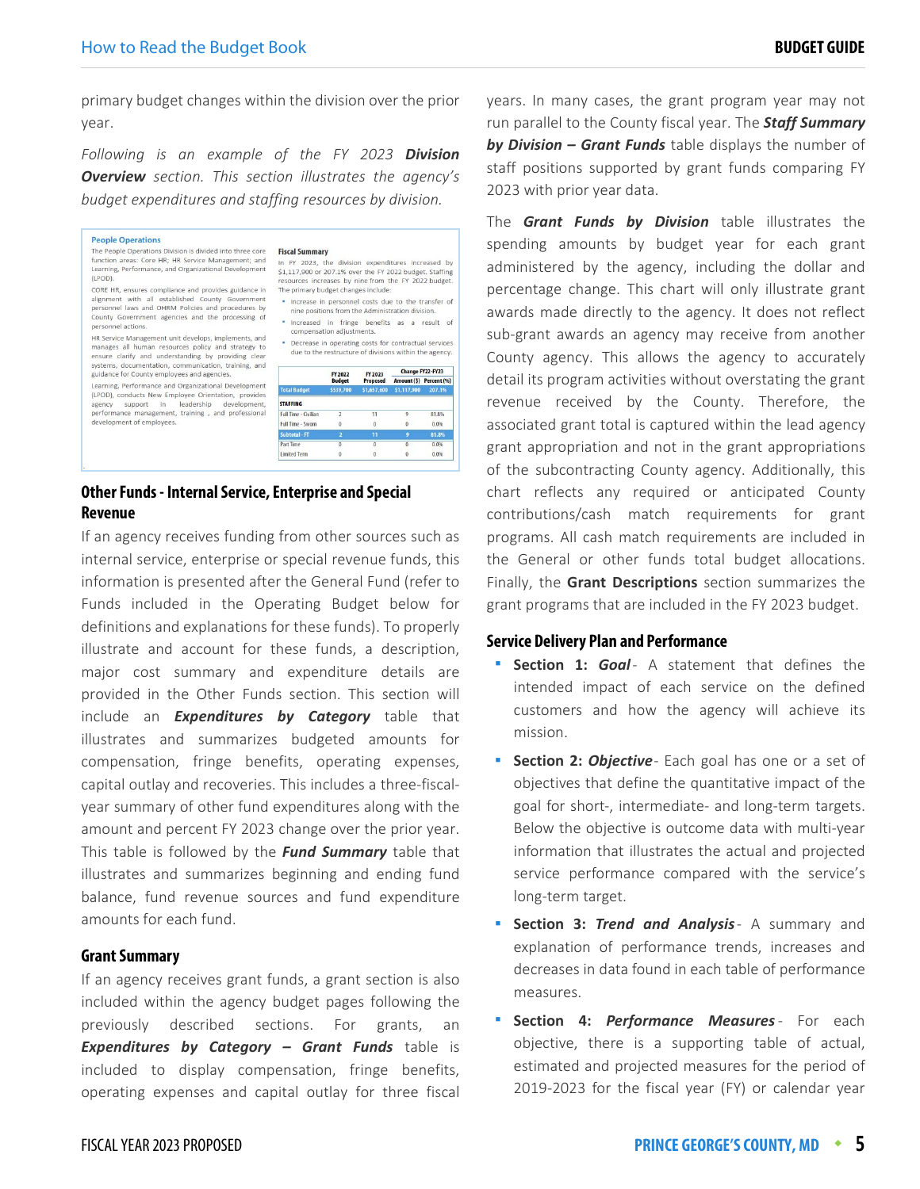primary budget changes within the division over the prior year.

*Following is an example of the FY 2023 **Division Overview** section. This section illustrates the agency's budget expenditures and staffing resources by division.*

**People Operations**

The People Operations Division is divided into three core function areas: Core HR; HR Service Management; and Learning, Performance, and Organizational Development (LPOD).

CORE HR, ensures compliance and provides guidance in alignment with all established County Government personnel laws and OHRM Policies and procedures by County Government agencies and the processing of personnel actions.

HR Service Management unit develops, implements, and manages all human resources policy and strategy to ensure clarify and understanding by providing clear systems, documentation, communication, training, and guidance for County employees and agencies.

Learning, Performance and Organizational Development (LPOD), conducts New Employee Orientation, provides agency support in leadership development, performance management, training , and professional development of employees.

**Fiscal Summary**

In FY 2023, the division expenditures increased by $1,117,900 or 207.1% over the FY 2022 budget. Staffing resources increases by nine from the FY 2022 budget. The primary budget changes include:

- Increase in personnel costs due to the transfer of nine positions from the Administration division.
- Increased in fringe benefits as a result of compensation adjustments.
- Decrease in operating costs for contractual services due to the restructure of divisions within the agency.

| | FY 2022 Budget | FY 2023 Proposed | Change FY22-FY23 | |
|---|---|---|---|---|
| | | | Amount ($) | Percent (%) |
| Total Budget | $539,700 | $1,657,600 | $1,117,900 | 207.1% |
| STAFFING | | | | |
| Full Time - Civilian | 2 | 11 | 9 | 81.8% |
| Full Time - Sworn | 0 | 0 | 0 | 0.0% |
| Subtotal - FT | 2 | 11 | 9 | 81.8% |
| Part Time | 0 | 0 | 0 | 0.0% |
| Limited Term | 0 | 0 | 0 | 0.0% |

## Other Funds - Internal Service, Enterprise and Special Revenue

If an agency receives funding from other sources such as internal service, enterprise or special revenue funds, this information is presented after the General Fund (refer to Funds included in the Operating Budget below for definitions and explanations for these funds). To properly illustrate and account for these funds, a description, major cost summary and expenditure details are provided in the Other Funds section. This section will include an ***Expenditures by Category*** table that illustrates and summarizes budgeted amounts for compensation, fringe benefits, operating expenses, capital outlay and recoveries. This includes a three-fiscal-year summary of other fund expenditures along with the amount and percent FY 2023 change over the prior year. This table is followed by the ***Fund Summary*** table that illustrates and summarizes beginning and ending fund balance, fund revenue sources and fund expenditure amounts for each fund.

## Grant Summary

If an agency receives grant funds, a grant section is also included within the agency budget pages following the previously described sections. For grants, an ***Expenditures by Category – Grant Funds*** table is included to display compensation, fringe benefits, operating expenses and capital outlay for three fiscal years. In many cases, the grant program year may not run parallel to the County fiscal year. The ***Staff Summary by Division – Grant Funds*** table displays the number of staff positions supported by grant funds comparing FY 2023 with prior year data.

The ***Grant Funds by Division*** table illustrates the spending amounts by budget year for each grant administered by the agency, including the dollar and percentage change. This chart will only illustrate grant awards made directly to the agency. It does not reflect sub-grant awards an agency may receive from another County agency. This allows the agency to accurately detail its program activities without overstating the grant revenue received by the County. Therefore, the associated grant total is captured within the lead agency grant appropriation and not in the grant appropriations of the subcontracting County agency. Additionally, this chart reflects any required or anticipated County contributions/cash match requirements for grant programs. All cash match requirements are included in the General or other funds total budget allocations. Finally, the **Grant Descriptions** section summarizes the grant programs that are included in the FY 2023 budget.

## Service Delivery Plan and Performance

- **Section 1: *Goal*** - A statement that defines the intended impact of each service on the defined customers and how the agency will achieve its mission.
- **Section 2: *Objective*** - Each goal has one or a set of objectives that define the quantitative impact of the goal for short-, intermediate- and long-term targets. Below the objective is outcome data with multi-year information that illustrates the actual and projected service performance compared with the service's long-term target.
- **Section 3: *Trend and Analysis*** - A summary and explanation of performance trends, increases and decreases in data found in each table of performance measures.
- **Section 4: *Performance Measures*** - For each objective, there is a supporting table of actual, estimated and projected measures for the period of 2019-2023 for the fiscal year (FY) or calendar year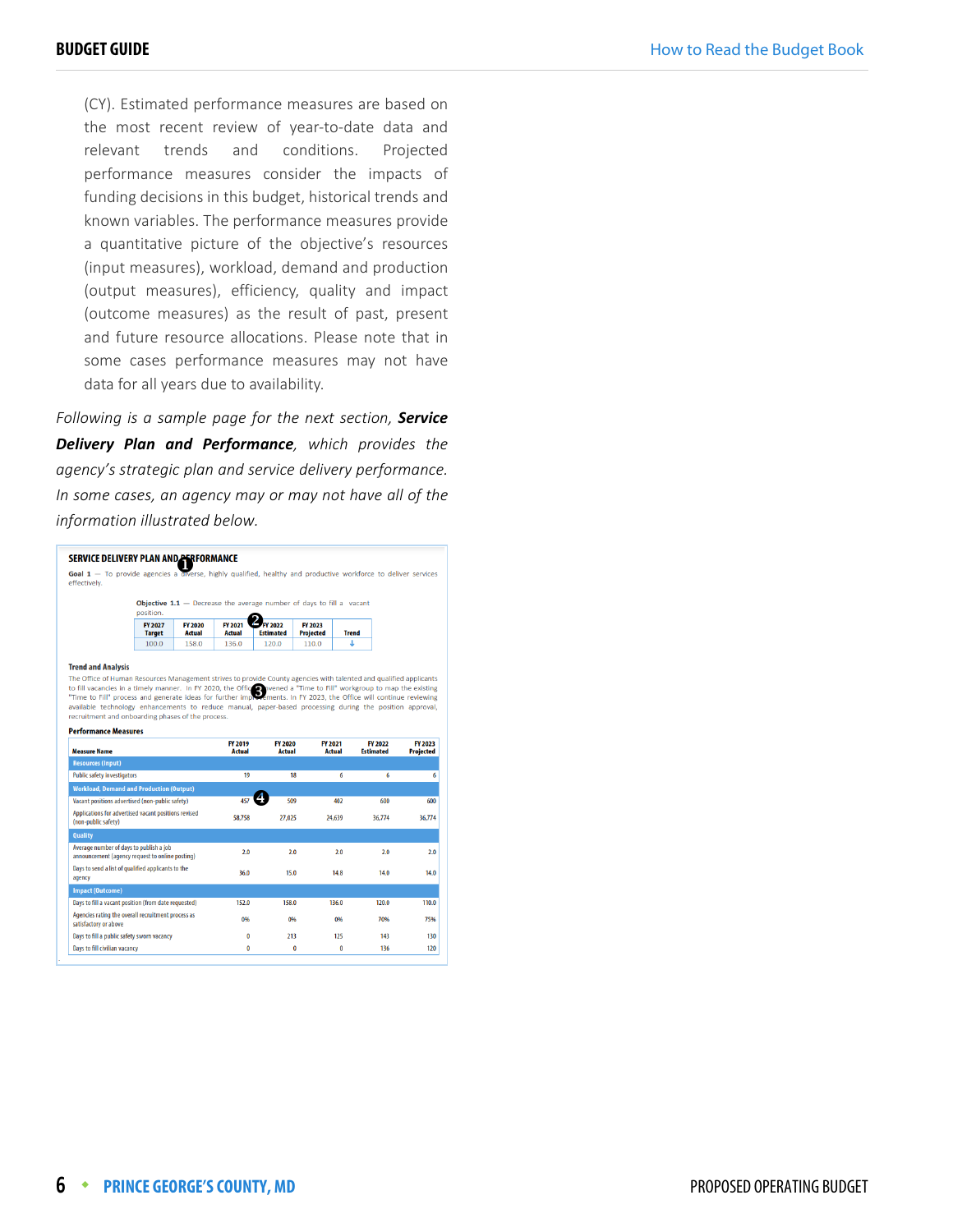(CY). Estimated performance measures are based on the most recent review of year-to-date data and relevant trends and conditions. Projected performance measures consider the impacts of funding decisions in this budget, historical trends and known variables. The performance measures provide a quantitative picture of the objective's resources (input measures), workload, demand and production (output measures), efficiency, quality and impact (outcome measures) as the result of past, present and future resource allocations. Please note that in some cases performance measures may not have data for all years due to availability.

*Following is a sample page for the next section,* ***Service Delivery Plan and Performance****, which provides the agency's strategic plan and service delivery performance. In some cases, an agency may or may not have all of the information illustrated below.*

**SERVICE DELIVERY PLAN AND PERFORMANCE** ❶

**Goal 1** — To provide agencies a diverse, highly qualified, healthy and productive workforce to deliver services effectively.

**Objective 1.1** — Decrease the average number of days to fill a vacant position.

| FY 2027 Target | FY 2020 Actual | FY 2021 Actual | FY 2022 Estimated | FY 2023 Projected | Trend |
|---|---|---|---|---|---|
| 100.0 | 158.0 | 136.0 | 120.0 | 110.0 | ↓ |

❷

**Trend and Analysis**

The Office of Human Resources Management strives to provide County agencies with talented and qualified applicants to fill vacancies in a timely manner. In FY 2020, the Office convened a "Time to Fill" workgroup to map the existing "Time to Fill" process and generate ideas for further improvements. In FY 2023, the Office will continue reviewing available technology enhancements to reduce manual, paper-based processing during the position approval, recruitment and onboarding phases of the process. ❸

**Performance Measures** ❹

| Measure Name | FY 2019 Actual | FY 2020 Actual | FY 2021 Actual | FY 2022 Estimated | FY 2023 Projected |
|---|---|---|---|---|---|
| **Resources (Input)** | | | | | |
| Public safety investigators | 19 | 18 | 6 | 6 | 6 |
| **Workload, Demand and Production (Output)** | | | | | |
| Vacant positions advertised (non-public safety) | 457 | 509 | 402 | 600 | 600 |
| Applications for advertised vacant positions revised (non-public safety) | 58,758 | 27,025 | 24,639 | 36,774 | 36,774 |
| **Quality** | | | | | |
| Average number of days to publish a job announcement (agency request to online posting) | 2.0 | 2.0 | 2.0 | 2.0 | 2.0 |
| Days to send a list of qualified applicants to the agency | 36.0 | 15.0 | 14.8 | 14.0 | 14.0 |
| **Impact (Outcome)** | | | | | |
| Days to fill a vacant position (from date requested) | 152.0 | 158.0 | 136.0 | 120.0 | 110.0 |
| Agencies rating the overall recruitment process as satisfactory or above | 0% | 0% | 0% | 70% | 75% |
| Days to fill a public safety sworn vacancy | 0 | 213 | 125 | 143 | 130 |
| Days to fill civilian vacancy | 0 | 0 | 0 | 136 | 120 |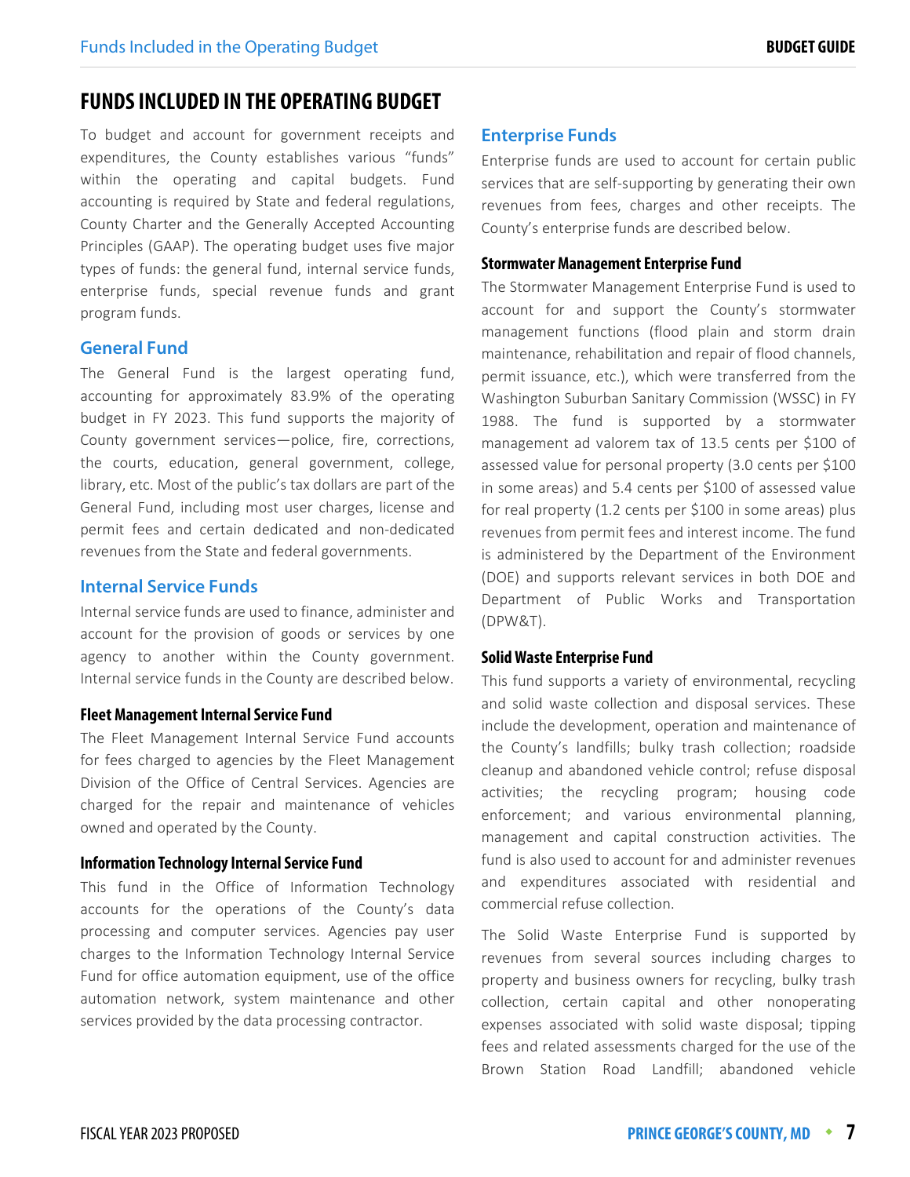# FUNDS INCLUDED IN THE OPERATING BUDGET

To budget and account for government receipts and expenditures, the County establishes various "funds" within the operating and capital budgets. Fund accounting is required by State and federal regulations, County Charter and the Generally Accepted Accounting Principles (GAAP). The operating budget uses five major types of funds: the general fund, internal service funds, enterprise funds, special revenue funds and grant program funds.

## General Fund

The General Fund is the largest operating fund, accounting for approximately 83.9% of the operating budget in FY 2023. This fund supports the majority of County government services—police, fire, corrections, the courts, education, general government, college, library, etc. Most of the public's tax dollars are part of the General Fund, including most user charges, license and permit fees and certain dedicated and non-dedicated revenues from the State and federal governments.

## Internal Service Funds

Internal service funds are used to finance, administer and account for the provision of goods or services by one agency to another within the County government. Internal service funds in the County are described below.

### Fleet Management Internal Service Fund

The Fleet Management Internal Service Fund accounts for fees charged to agencies by the Fleet Management Division of the Office of Central Services. Agencies are charged for the repair and maintenance of vehicles owned and operated by the County.

### Information Technology Internal Service Fund

This fund in the Office of Information Technology accounts for the operations of the County's data processing and computer services. Agencies pay user charges to the Information Technology Internal Service Fund for office automation equipment, use of the office automation network, system maintenance and other services provided by the data processing contractor.

## Enterprise Funds

Enterprise funds are used to account for certain public services that are self-supporting by generating their own revenues from fees, charges and other receipts. The County's enterprise funds are described below.

### Stormwater Management Enterprise Fund

The Stormwater Management Enterprise Fund is used to account for and support the County's stormwater management functions (flood plain and storm drain maintenance, rehabilitation and repair of flood channels, permit issuance, etc.), which were transferred from the Washington Suburban Sanitary Commission (WSSC) in FY 1988. The fund is supported by a stormwater management ad valorem tax of 13.5 cents per $100 of assessed value for personal property (3.0 cents per $100 in some areas) and 5.4 cents per $100 of assessed value for real property (1.2 cents per $100 in some areas) plus revenues from permit fees and interest income. The fund is administered by the Department of the Environment (DOE) and supports relevant services in both DOE and Department of Public Works and Transportation (DPW&T).

### Solid Waste Enterprise Fund

This fund supports a variety of environmental, recycling and solid waste collection and disposal services. These include the development, operation and maintenance of the County's landfills; bulky trash collection; roadside cleanup and abandoned vehicle control; refuse disposal activities; the recycling program; housing code enforcement; and various environmental planning, management and capital construction activities. The fund is also used to account for and administer revenues and expenditures associated with residential and commercial refuse collection.

The Solid Waste Enterprise Fund is supported by revenues from several sources including charges to property and business owners for recycling, bulky trash collection, certain capital and other nonoperating expenses associated with solid waste disposal; tipping fees and related assessments charged for the use of the Brown Station Road Landfill; abandoned vehicle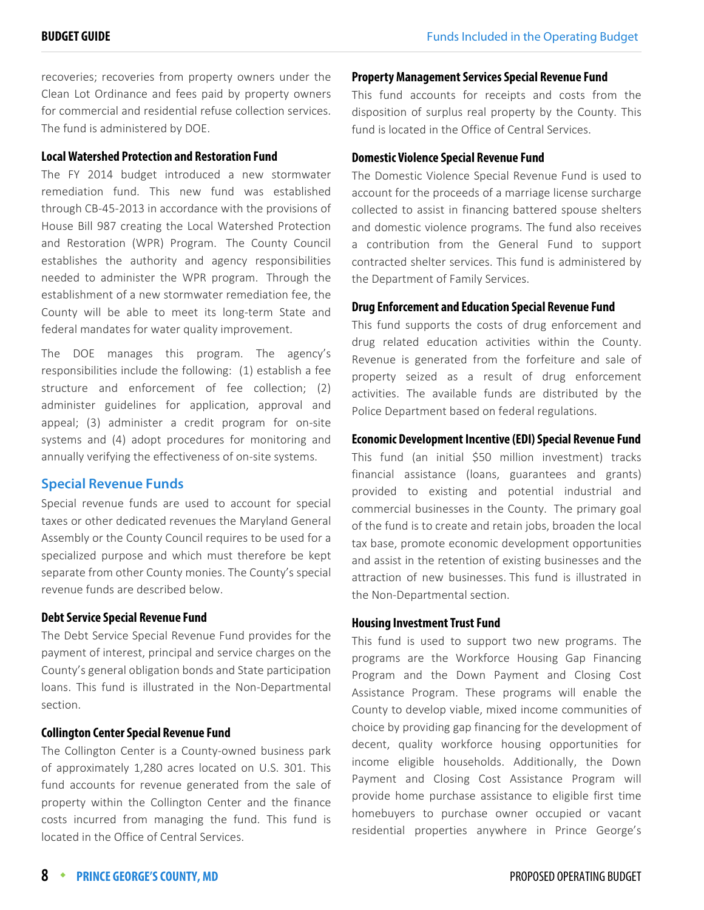recoveries; recoveries from property owners under the Clean Lot Ordinance and fees paid by property owners for commercial and residential refuse collection services. The fund is administered by DOE.

**Local Watershed Protection and Restoration Fund**

The FY 2014 budget introduced a new stormwater remediation fund. This new fund was established through CB-45-2013 in accordance with the provisions of House Bill 987 creating the Local Watershed Protection and Restoration (WPR) Program. The County Council establishes the authority and agency responsibilities needed to administer the WPR program. Through the establishment of a new stormwater remediation fee, the County will be able to meet its long-term State and federal mandates for water quality improvement.

The DOE manages this program. The agency's responsibilities include the following: (1) establish a fee structure and enforcement of fee collection; (2) administer guidelines for application, approval and appeal; (3) administer a credit program for on-site systems and (4) adopt procedures for monitoring and annually verifying the effectiveness of on-site systems.

## Special Revenue Funds

Special revenue funds are used to account for special taxes or other dedicated revenues the Maryland General Assembly or the County Council requires to be used for a specialized purpose and which must therefore be kept separate from other County monies. The County's special revenue funds are described below.

**Debt Service Special Revenue Fund**

The Debt Service Special Revenue Fund provides for the payment of interest, principal and service charges on the County's general obligation bonds and State participation loans. This fund is illustrated in the Non-Departmental section.

**Collington Center Special Revenue Fund**

The Collington Center is a County-owned business park of approximately 1,280 acres located on U.S. 301. This fund accounts for revenue generated from the sale of property within the Collington Center and the finance costs incurred from managing the fund. This fund is located in the Office of Central Services.

**Property Management Services Special Revenue Fund**

This fund accounts for receipts and costs from the disposition of surplus real property by the County. This fund is located in the Office of Central Services.

**Domestic Violence Special Revenue Fund**

The Domestic Violence Special Revenue Fund is used to account for the proceeds of a marriage license surcharge collected to assist in financing battered spouse shelters and domestic violence programs. The fund also receives a contribution from the General Fund to support contracted shelter services. This fund is administered by the Department of Family Services.

**Drug Enforcement and Education Special Revenue Fund**

This fund supports the costs of drug enforcement and drug related education activities within the County. Revenue is generated from the forfeiture and sale of property seized as a result of drug enforcement activities. The available funds are distributed by the Police Department based on federal regulations.

**Economic Development Incentive (EDI) Special Revenue Fund**

This fund (an initial $50 million investment) tracks financial assistance (loans, guarantees and grants) provided to existing and potential industrial and commercial businesses in the County. The primary goal of the fund is to create and retain jobs, broaden the local tax base, promote economic development opportunities and assist in the retention of existing businesses and the attraction of new businesses. This fund is illustrated in the Non-Departmental section.

**Housing Investment Trust Fund**

This fund is used to support two new programs. The programs are the Workforce Housing Gap Financing Program and the Down Payment and Closing Cost Assistance Program. These programs will enable the County to develop viable, mixed income communities of choice by providing gap financing for the development of decent, quality workforce housing opportunities for income eligible households. Additionally, the Down Payment and Closing Cost Assistance Program will provide home purchase assistance to eligible first time homebuyers to purchase owner occupied or vacant residential properties anywhere in Prince George's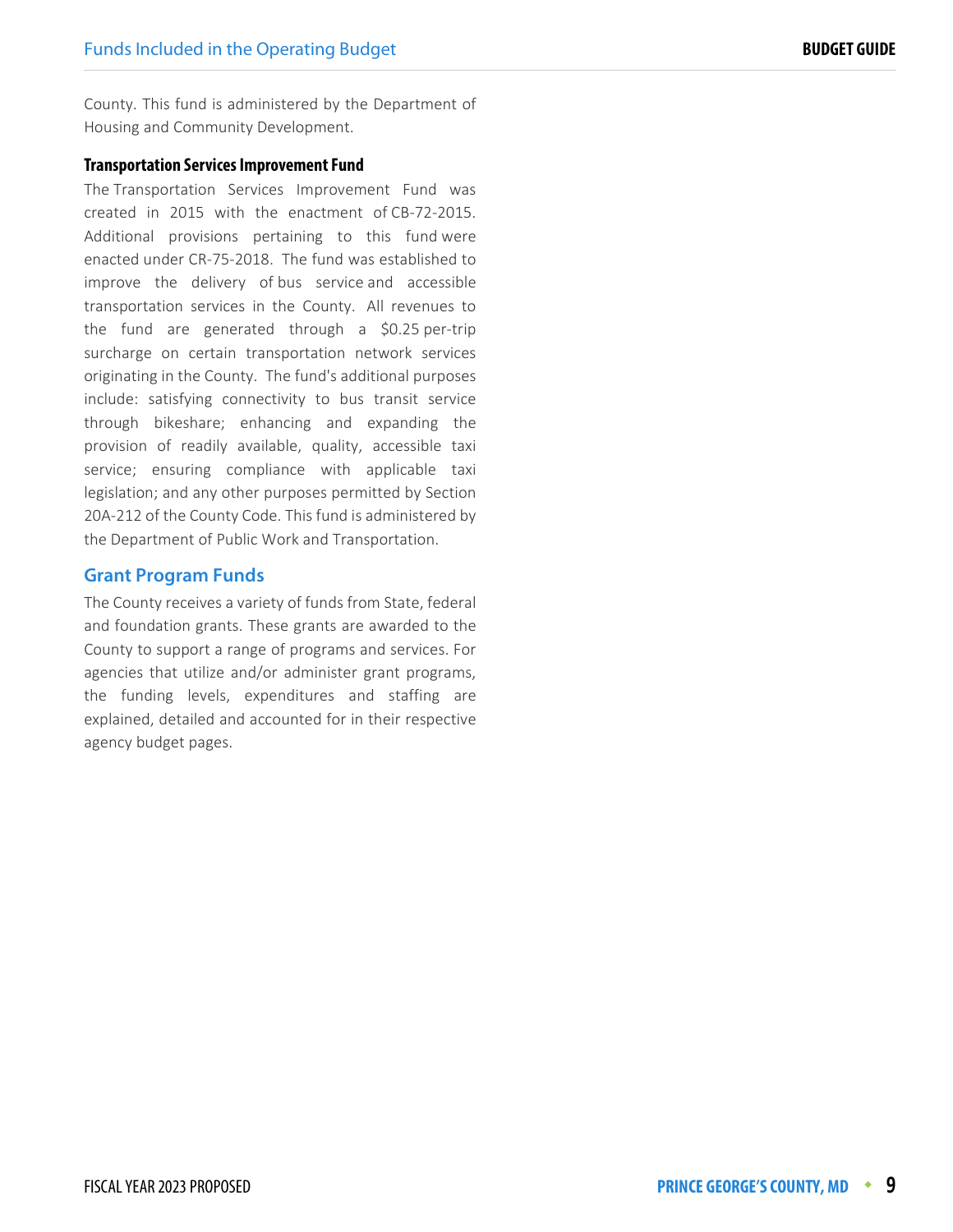County. This fund is administered by the Department of Housing and Community Development.

#### Transportation Services Improvement Fund

The Transportation Services Improvement Fund was created in 2015 with the enactment of CB-72-2015. Additional provisions pertaining to this fund were enacted under CR-75-2018. The fund was established to improve the delivery of bus service and accessible transportation services in the County. All revenues to the fund are generated through a $0.25 per-trip surcharge on certain transportation network services originating in the County. The fund's additional purposes include: satisfying connectivity to bus transit service through bikeshare; enhancing and expanding the provision of readily available, quality, accessible taxi service; ensuring compliance with applicable taxi legislation; and any other purposes permitted by Section 20A-212 of the County Code. This fund is administered by the Department of Public Work and Transportation.

### Grant Program Funds

The County receives a variety of funds from State, federal and foundation grants. These grants are awarded to the County to support a range of programs and services. For agencies that utilize and/or administer grant programs, the funding levels, expenditures and staffing are explained, detailed and accounted for in their respective agency budget pages.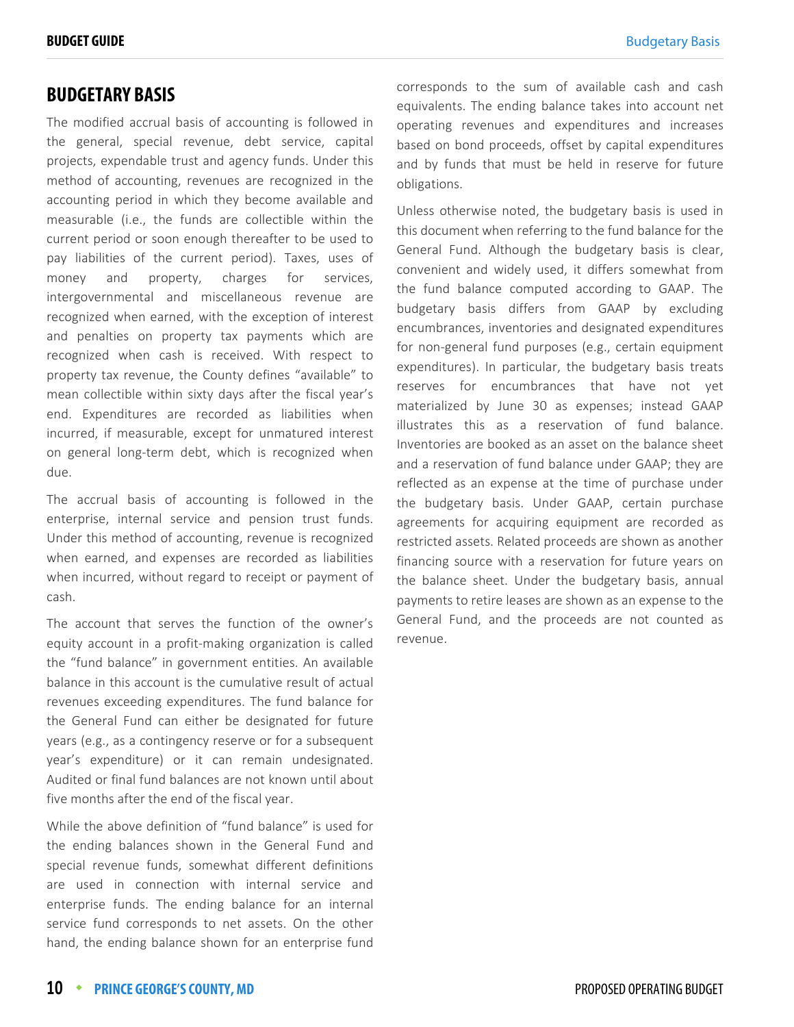# BUDGETARY BASIS

The modified accrual basis of accounting is followed in the general, special revenue, debt service, capital projects, expendable trust and agency funds. Under this method of accounting, revenues are recognized in the accounting period in which they become available and measurable (i.e., the funds are collectible within the current period or soon enough thereafter to be used to pay liabilities of the current period). Taxes, uses of money and property, charges for services, intergovernmental and miscellaneous revenue are recognized when earned, with the exception of interest and penalties on property tax payments which are recognized when cash is received. With respect to property tax revenue, the County defines "available" to mean collectible within sixty days after the fiscal year's end. Expenditures are recorded as liabilities when incurred, if measurable, except for unmatured interest on general long-term debt, which is recognized when due.

The accrual basis of accounting is followed in the enterprise, internal service and pension trust funds. Under this method of accounting, revenue is recognized when earned, and expenses are recorded as liabilities when incurred, without regard to receipt or payment of cash.

The account that serves the function of the owner's equity account in a profit-making organization is called the "fund balance" in government entities. An available balance in this account is the cumulative result of actual revenues exceeding expenditures. The fund balance for the General Fund can either be designated for future years (e.g., as a contingency reserve or for a subsequent year's expenditure) or it can remain undesignated. Audited or final fund balances are not known until about five months after the end of the fiscal year.

While the above definition of "fund balance" is used for the ending balances shown in the General Fund and special revenue funds, somewhat different definitions are used in connection with internal service and enterprise funds. The ending balance for an internal service fund corresponds to net assets. On the other hand, the ending balance shown for an enterprise fund corresponds to the sum of available cash and cash equivalents. The ending balance takes into account net operating revenues and expenditures and increases based on bond proceeds, offset by capital expenditures and by funds that must be held in reserve for future obligations.

Unless otherwise noted, the budgetary basis is used in this document when referring to the fund balance for the General Fund. Although the budgetary basis is clear, convenient and widely used, it differs somewhat from the fund balance computed according to GAAP. The budgetary basis differs from GAAP by excluding encumbrances, inventories and designated expenditures for non-general fund purposes (e.g., certain equipment expenditures). In particular, the budgetary basis treats reserves for encumbrances that have not yet materialized by June 30 as expenses; instead GAAP illustrates this as a reservation of fund balance. Inventories are booked as an asset on the balance sheet and a reservation of fund balance under GAAP; they are reflected as an expense at the time of purchase under the budgetary basis. Under GAAP, certain purchase agreements for acquiring equipment are recorded as restricted assets. Related proceeds are shown as another financing source with a reservation for future years on the balance sheet. Under the budgetary basis, annual payments to retire leases are shown as an expense to the General Fund, and the proceeds are not counted as revenue.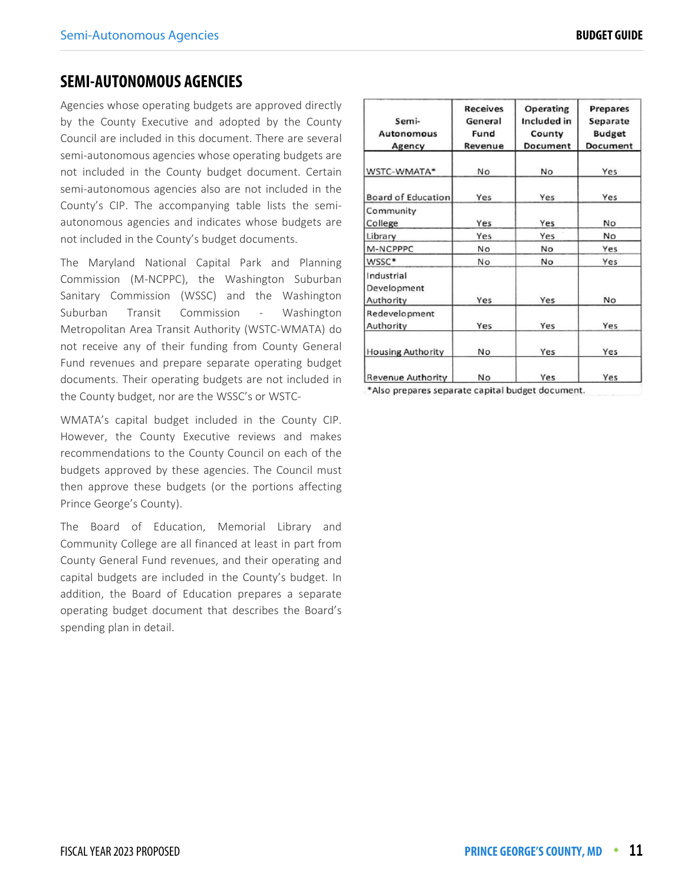# SEMI-AUTONOMOUS AGENCIES

Agencies whose operating budgets are approved directly by the County Executive and adopted by the County Council are included in this document. There are several semi-autonomous agencies whose operating budgets are not included in the County budget document. Certain semi-autonomous agencies also are not included in the County's CIP. The accompanying table lists the semi-autonomous agencies and indicates whose budgets are not included in the County's budget documents.

The Maryland National Capital Park and Planning Commission (M-NCPPC), the Washington Suburban Sanitary Commission (WSSC) and the Washington Suburban Transit Commission - Washington Metropolitan Area Transit Authority (WSTC-WMATA) do not receive any of their funding from County General Fund revenues and prepare separate operating budget documents. Their operating budgets are not included in the County budget, nor are the WSSC's or WSTC-WMATA's capital budget included in the County CIP. However, the County Executive reviews and makes recommendations to the County Council on each of the budgets approved by these agencies. The Council must then approve these budgets (or the portions affecting Prince George's County).

The Board of Education, Memorial Library and Community College are all financed at least in part from County General Fund revenues, and their operating and capital budgets are included in the County's budget. In addition, the Board of Education prepares a separate operating budget document that describes the Board's spending plan in detail.

| Semi-Autonomous Agency | Receives General Fund Revenue | Operating Included in County Document | Prepares Separate Budget Document |
|---|---|---|---|
| WSTC-WMATA* | No | No | Yes |
| Board of Education | Yes | Yes | Yes |
| Community College | Yes | Yes | No |
| Library | Yes | Yes | No |
| M-NCPPPC | No | No | Yes |
| WSSC* | No | No | Yes |
| Industrial Development Authority | Yes | Yes | No |
| Redevelopment Authority | Yes | Yes | Yes |
| Housing Authority | No | Yes | Yes |
| Revenue Authority | No | Yes | Yes |

*Also prepares separate capital budget document.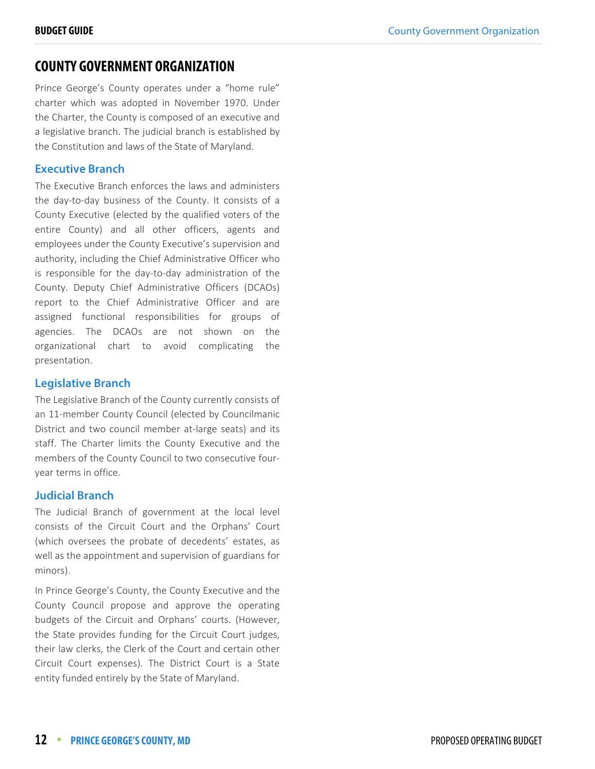# COUNTY GOVERNMENT ORGANIZATION

Prince George's County operates under a "home rule" charter which was adopted in November 1970. Under the Charter, the County is composed of an executive and a legislative branch. The judicial branch is established by the Constitution and laws of the State of Maryland.

## Executive Branch

The Executive Branch enforces the laws and administers the day-to-day business of the County. It consists of a County Executive (elected by the qualified voters of the entire County) and all other officers, agents and employees under the County Executive's supervision and authority, including the Chief Administrative Officer who is responsible for the day-to-day administration of the County. Deputy Chief Administrative Officers (DCAOs) report to the Chief Administrative Officer and are assigned functional responsibilities for groups of agencies. The DCAOs are not shown on the organizational chart to avoid complicating the presentation.

## Legislative Branch

The Legislative Branch of the County currently consists of an 11-member County Council (elected by Councilmanic District and two council member at-large seats) and its staff. The Charter limits the County Executive and the members of the County Council to two consecutive four-year terms in office.

## Judicial Branch

The Judicial Branch of government at the local level consists of the Circuit Court and the Orphans' Court (which oversees the probate of decedents' estates, as well as the appointment and supervision of guardians for minors).

In Prince George's County, the County Executive and the County Council propose and approve the operating budgets of the Circuit and Orphans' courts. (However, the State provides funding for the Circuit Court judges, their law clerks, the Clerk of the Court and certain other Circuit Court expenses). The District Court is a State entity funded entirely by the State of Maryland.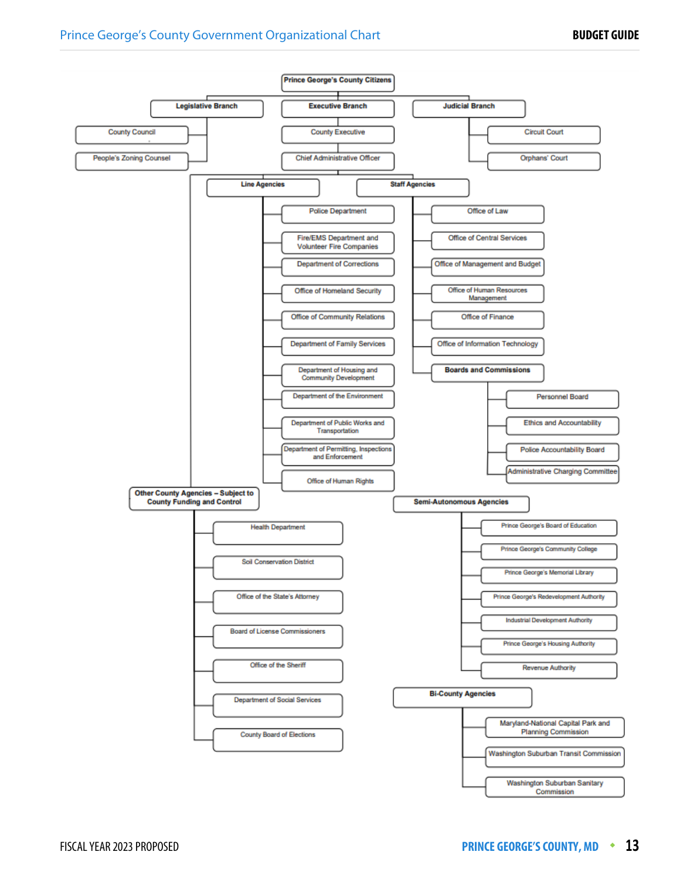# Prince George's County Government Organizational Chart

- **Prince George's County Citizens**
  - **Legislative Branch**
    - County Council
    - People's Zoning Counsel
  - **Executive Branch**
    - County Executive
    - Chief Administrative Officer
      - **Line Agencies**
        - Police Department
        - Fire/EMS Department and Volunteer Fire Companies
        - Department of Corrections
        - Office of Homeland Security
        - Office of Community Relations
        - Department of Family Services
        - Department of Housing and Community Development
        - Department of the Environment
        - Department of Public Works and Transportation
        - Department of Permitting, Inspections and Enforcement
        - Office of Human Rights
      - **Staff Agencies**
        - Office of Law
        - Office of Central Services
        - Office of Management and Budget
        - Office of Human Resources Management
        - Office of Finance
        - Office of Information Technology
        - **Boards and Commissions**
          - Personnel Board
          - Ethics and Accountability
          - Police Accountability Board
          - Administrative Charging Committee
      - **Other County Agencies – Subject to County Funding and Control**
        - Health Department
        - Soil Conservation District
        - Office of the State's Attorney
        - Board of License Commissioners
        - Office of the Sheriff
        - Department of Social Services
        - County Board of Elections
  - **Judicial Branch**
    - Circuit Court
    - Orphans' Court

- **Semi-Autonomous Agencies**
  - Prince George's Board of Education
  - Prince George's Community College
  - Prince George's Memorial Library
  - Prince George's Redevelopment Authority
  - Industrial Development Authority
  - Prince George's Housing Authority
  - Revenue Authority

- **Bi-County Agencies**
  - Maryland-National Capital Park and Planning Commission
  - Washington Suburban Transit Commission
  - Washington Suburban Sanitary Commission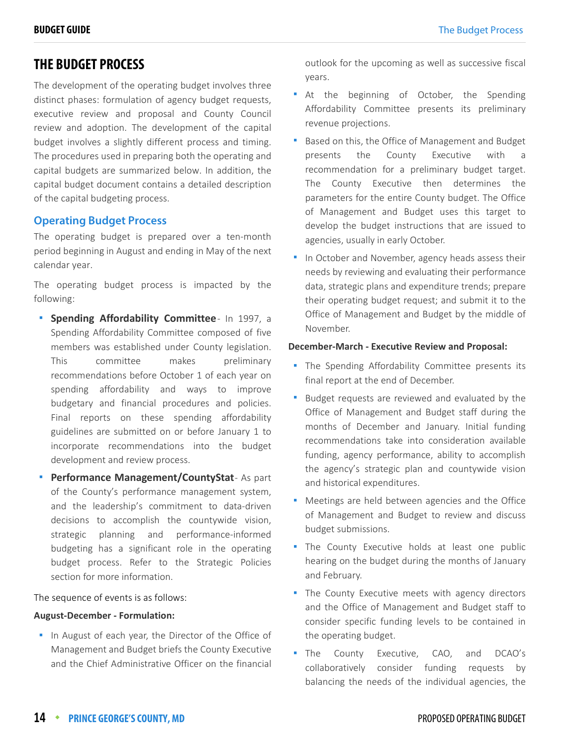# THE BUDGET PROCESS

The development of the operating budget involves three distinct phases: formulation of agency budget requests, executive review and proposal and County Council review and adoption. The development of the capital budget involves a slightly different process and timing. The procedures used in preparing both the operating and capital budgets are summarized below. In addition, the capital budget document contains a detailed description of the capital budgeting process.

## Operating Budget Process

The operating budget is prepared over a ten-month period beginning in August and ending in May of the next calendar year.

The operating budget process is impacted by the following:

- **Spending Affordability Committee** - In 1997, a Spending Affordability Committee composed of five members was established under County legislation. This committee makes preliminary recommendations before October 1 of each year on spending affordability and ways to improve budgetary and financial procedures and policies. Final reports on these spending affordability guidelines are submitted on or before January 1 to incorporate recommendations into the budget development and review process.
- **Performance Management/CountyStat** - As part of the County's performance management system, and the leadership's commitment to data-driven decisions to accomplish the countywide vision, strategic planning and performance-informed budgeting has a significant role in the operating budget process. Refer to the Strategic Policies section for more information.

The sequence of events is as follows:

**August-December - Formulation:**

- In August of each year, the Director of the Office of Management and Budget briefs the County Executive and the Chief Administrative Officer on the financial outlook for the upcoming as well as successive fiscal years.
- At the beginning of October, the Spending Affordability Committee presents its preliminary revenue projections.
- Based on this, the Office of Management and Budget presents the County Executive with a recommendation for a preliminary budget target. The County Executive then determines the parameters for the entire County budget. The Office of Management and Budget uses this target to develop the budget instructions that are issued to agencies, usually in early October.
- In October and November, agency heads assess their needs by reviewing and evaluating their performance data, strategic plans and expenditure trends; prepare their operating budget request; and submit it to the Office of Management and Budget by the middle of November.

**December-March - Executive Review and Proposal:**

- The Spending Affordability Committee presents its final report at the end of December.
- Budget requests are reviewed and evaluated by the Office of Management and Budget staff during the months of December and January. Initial funding recommendations take into consideration available funding, agency performance, ability to accomplish the agency's strategic plan and countywide vision and historical expenditures.
- Meetings are held between agencies and the Office of Management and Budget to review and discuss budget submissions.
- The County Executive holds at least one public hearing on the budget during the months of January and February.
- The County Executive meets with agency directors and the Office of Management and Budget staff to consider specific funding levels to be contained in the operating budget.
- The County Executive, CAO, and DCAO's collaboratively consider funding requests by balancing the needs of the individual agencies, the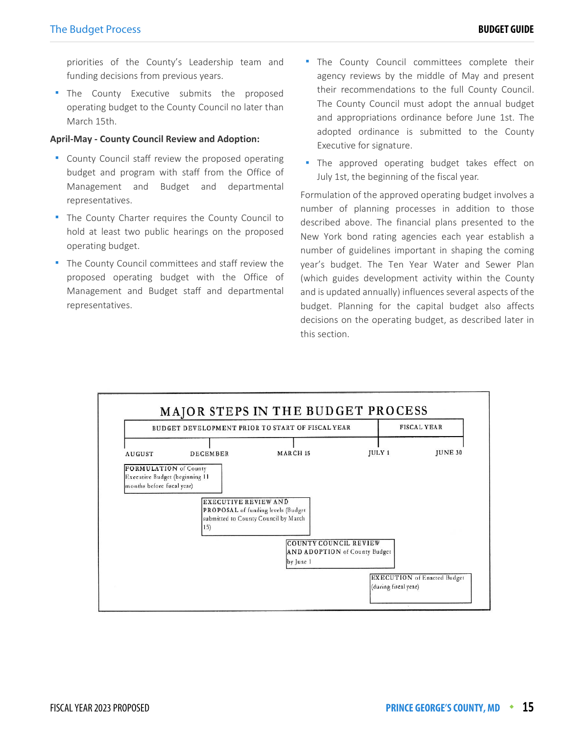priorities of the County's Leadership team and funding decisions from previous years.

- The County Executive submits the proposed operating budget to the County Council no later than March 15th.

**April-May - County Council Review and Adoption:**

- County Council staff review the proposed operating budget and program with staff from the Office of Management and Budget and departmental representatives.
- The County Charter requires the County Council to hold at least two public hearings on the proposed operating budget.
- The County Council committees and staff review the proposed operating budget with the Office of Management and Budget staff and departmental representatives.
- The County Council committees complete their agency reviews by the middle of May and present their recommendations to the full County Council. The County Council must adopt the annual budget and appropriations ordinance before June 1st. The adopted ordinance is submitted to the County Executive for signature.
- The approved operating budget takes effect on July 1st, the beginning of the fiscal year.

Formulation of the approved operating budget involves a number of planning processes in addition to those described above. The financial plans presented to the New York bond rating agencies each year establish a number of guidelines important in shaping the coming year's budget. The Ten Year Water and Sewer Plan (which guides development activity within the County and is updated annually) influences several aspects of the budget. Planning for the capital budget also affects decisions on the operating budget, as described later in this section.

**MAJOR STEPS IN THE BUDGET PROCESS**

| BUDGET DEVELOPMENT PRIOR TO START OF FISCAL YEAR | | | FISCAL YEAR | |
|---|---|---|---|---|
| AUGUST | DECEMBER | MARCH 15 | JULY 1 | JUNE 30 |
| **FORMULATION** of County Executive Budget (beginning 11 months before fiscal year) | | | | |
| | **EXECUTIVE REVIEW AND PROPOSAL** of funding levels (Budget submitted to County Council by March 15) | | | |
| | | **COUNTY COUNCIL REVIEW AND ADOPTION** of County Budget by June 1 | | |
| | | | **EXECUTION** of Enacted Budget (during fiscal year) | |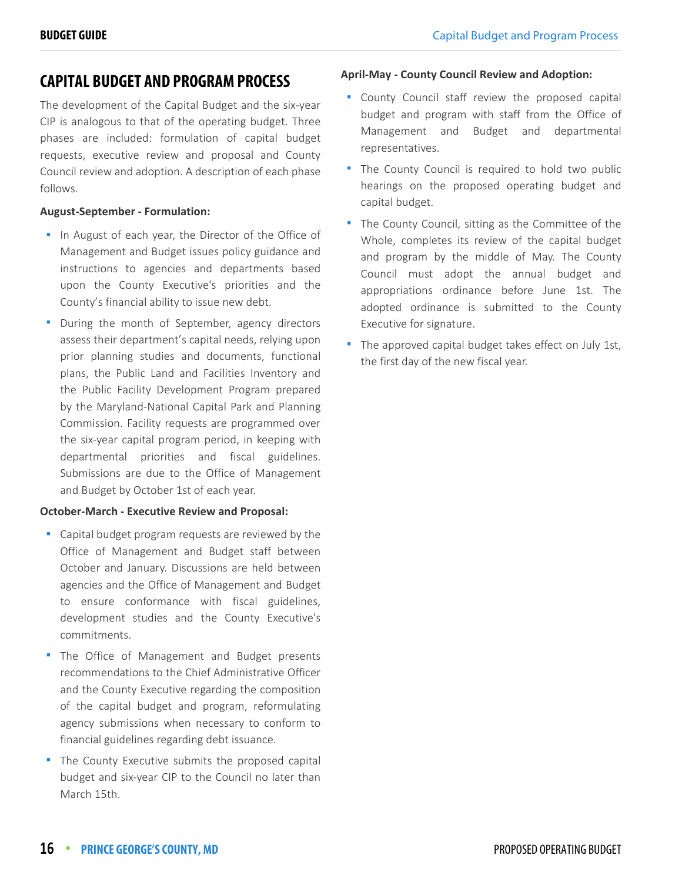# CAPITAL BUDGET AND PROGRAM PROCESS

The development of the Capital Budget and the six-year CIP is analogous to that of the operating budget. Three phases are included: formulation of capital budget requests, executive review and proposal and County Council review and adoption. A description of each phase follows.

**August-September - Formulation:**

- In August of each year, the Director of the Office of Management and Budget issues policy guidance and instructions to agencies and departments based upon the County Executive's priorities and the County's financial ability to issue new debt.
- During the month of September, agency directors assess their department's capital needs, relying upon prior planning studies and documents, functional plans, the Public Land and Facilities Inventory and the Public Facility Development Program prepared by the Maryland-National Capital Park and Planning Commission. Facility requests are programmed over the six-year capital program period, in keeping with departmental priorities and fiscal guidelines. Submissions are due to the Office of Management and Budget by October 1st of each year.

**October-March - Executive Review and Proposal:**

- Capital budget program requests are reviewed by the Office of Management and Budget staff between October and January. Discussions are held between agencies and the Office of Management and Budget to ensure conformance with fiscal guidelines, development studies and the County Executive's commitments.
- The Office of Management and Budget presents recommendations to the Chief Administrative Officer and the County Executive regarding the composition of the capital budget and program, reformulating agency submissions when necessary to conform to financial guidelines regarding debt issuance.
- The County Executive submits the proposed capital budget and six-year CIP to the Council no later than March 15th.

**April-May - County Council Review and Adoption:**

- County Council staff review the proposed capital budget and program with staff from the Office of Management and Budget and departmental representatives.
- The County Council is required to hold two public hearings on the proposed operating budget and capital budget.
- The County Council, sitting as the Committee of the Whole, completes its review of the capital budget and program by the middle of May. The County Council must adopt the annual budget and appropriations ordinance before June 1st. The adopted ordinance is submitted to the County Executive for signature.
- The approved capital budget takes effect on July 1st, the first day of the new fiscal year.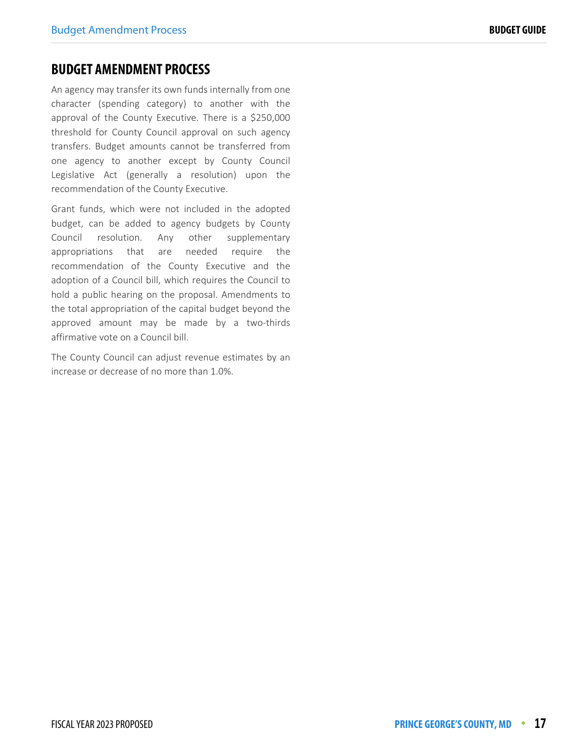## BUDGET AMENDMENT PROCESS

An agency may transfer its own funds internally from one character (spending category) to another with the approval of the County Executive. There is a $250,000 threshold for County Council approval on such agency transfers. Budget amounts cannot be transferred from one agency to another except by County Council Legislative Act (generally a resolution) upon the recommendation of the County Executive.

Grant funds, which were not included in the adopted budget, can be added to agency budgets by County Council resolution. Any other supplementary appropriations that are needed require the recommendation of the County Executive and the adoption of a Council bill, which requires the Council to hold a public hearing on the proposal. Amendments to the total appropriation of the capital budget beyond the approved amount may be made by a two-thirds affirmative vote on a Council bill.

The County Council can adjust revenue estimates by an increase or decrease of no more than 1.0%.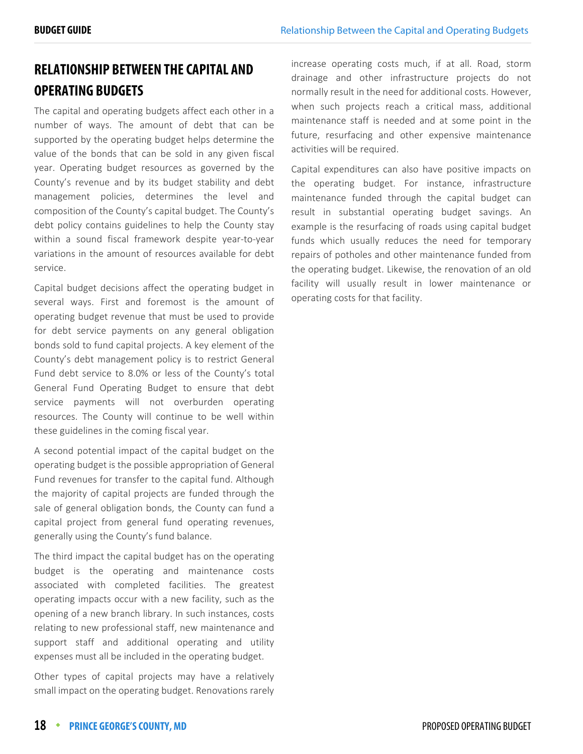## RELATIONSHIP BETWEEN THE CAPITAL AND OPERATING BUDGETS

The capital and operating budgets affect each other in a number of ways. The amount of debt that can be supported by the operating budget helps determine the value of the bonds that can be sold in any given fiscal year. Operating budget resources as governed by the County's revenue and by its budget stability and debt management policies, determines the level and composition of the County's capital budget. The County's debt policy contains guidelines to help the County stay within a sound fiscal framework despite year-to-year variations in the amount of resources available for debt service.

Capital budget decisions affect the operating budget in several ways. First and foremost is the amount of operating budget revenue that must be used to provide for debt service payments on any general obligation bonds sold to fund capital projects. A key element of the County's debt management policy is to restrict General Fund debt service to 8.0% or less of the County's total General Fund Operating Budget to ensure that debt service payments will not overburden operating resources. The County will continue to be well within these guidelines in the coming fiscal year.

A second potential impact of the capital budget on the operating budget is the possible appropriation of General Fund revenues for transfer to the capital fund. Although the majority of capital projects are funded through the sale of general obligation bonds, the County can fund a capital project from general fund operating revenues, generally using the County's fund balance.

The third impact the capital budget has on the operating budget is the operating and maintenance costs associated with completed facilities. The greatest operating impacts occur with a new facility, such as the opening of a new branch library. In such instances, costs relating to new professional staff, new maintenance and support staff and additional operating and utility expenses must all be included in the operating budget.

Other types of capital projects may have a relatively small impact on the operating budget. Renovations rarely increase operating costs much, if at all. Road, storm drainage and other infrastructure projects do not normally result in the need for additional costs. However, when such projects reach a critical mass, additional maintenance staff is needed and at some point in the future, resurfacing and other expensive maintenance activities will be required.

Capital expenditures can also have positive impacts on the operating budget. For instance, infrastructure maintenance funded through the capital budget can result in substantial operating budget savings. An example is the resurfacing of roads using capital budget funds which usually reduces the need for temporary repairs of potholes and other maintenance funded from the operating budget. Likewise, the renovation of an old facility will usually result in lower maintenance or operating costs for that facility.